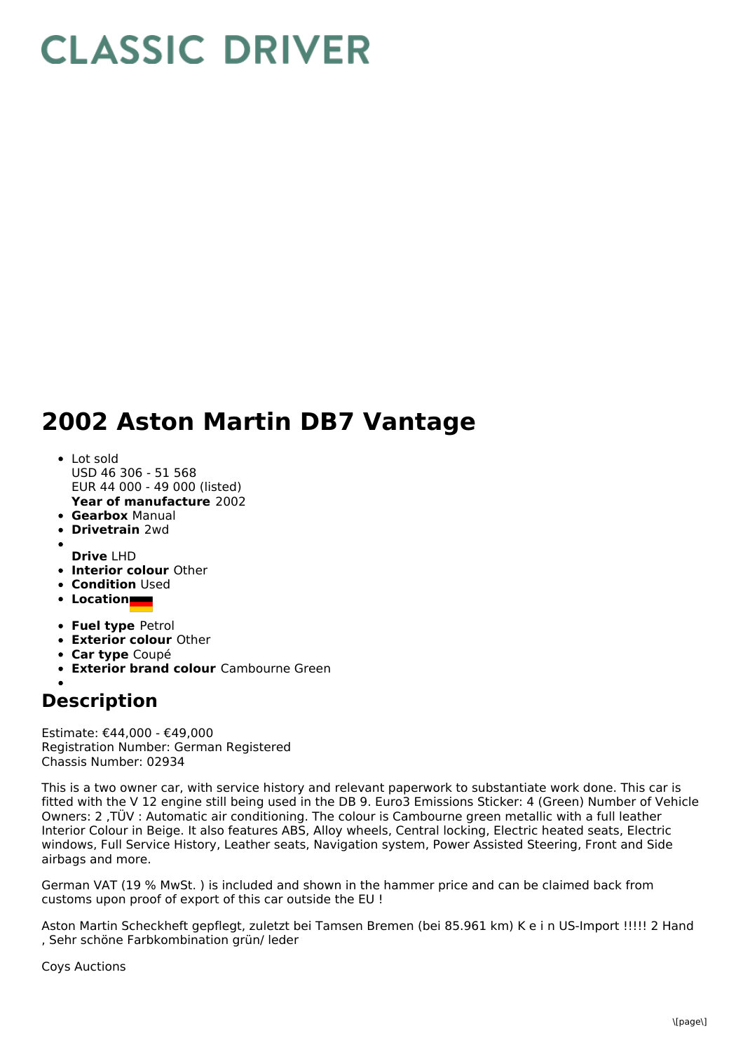# CLASSIC DRIVER

## 2002 Aston Martin DB7 Vantage

- Lot sold
  USD 46 306 - 51 568
  EUR 44 000 - 49 000 (listed)
  **Year of manufacture** 2002
- **Gearbox** Manual
- **Drivetrain** 2wd
- 
  **Drive** LHD
- **Interior colour** Other
- **Condition** Used
- **Location**
- **Fuel type** Petrol
- **Exterior colour** Other
- **Car type** Coupé
- **Exterior brand colour** Cambourne Green
- 

## Description

Estimate: €44,000 - €49,000
Registration Number: German Registered
Chassis Number: 02934

This is a two owner car, with service history and relevant paperwork to substantiate work done. This car is fitted with the V 12 engine still being used in the DB 9. Euro3 Emissions Sticker: 4 (Green) Number of Vehicle Owners: 2 ,TÜV : Automatic air conditioning. The colour is Cambourne green metallic with a full leather Interior Colour in Beige. It also features ABS, Alloy wheels, Central locking, Electric heated seats, Electric windows, Full Service History, Leather seats, Navigation system, Power Assisted Steering, Front and Side airbags and more.

German VAT (19 % MwSt. ) is included and shown in the hammer price and can be claimed back from customs upon proof of export of this car outside the EU !

Aston Martin Scheckheft gepflegt, zuletzt bei Tamsen Bremen (bei 85.961 km) K e i n US-Import !!!!! 2 Hand , Sehr schöne Farbkombination grün/ leder

Coys Auctions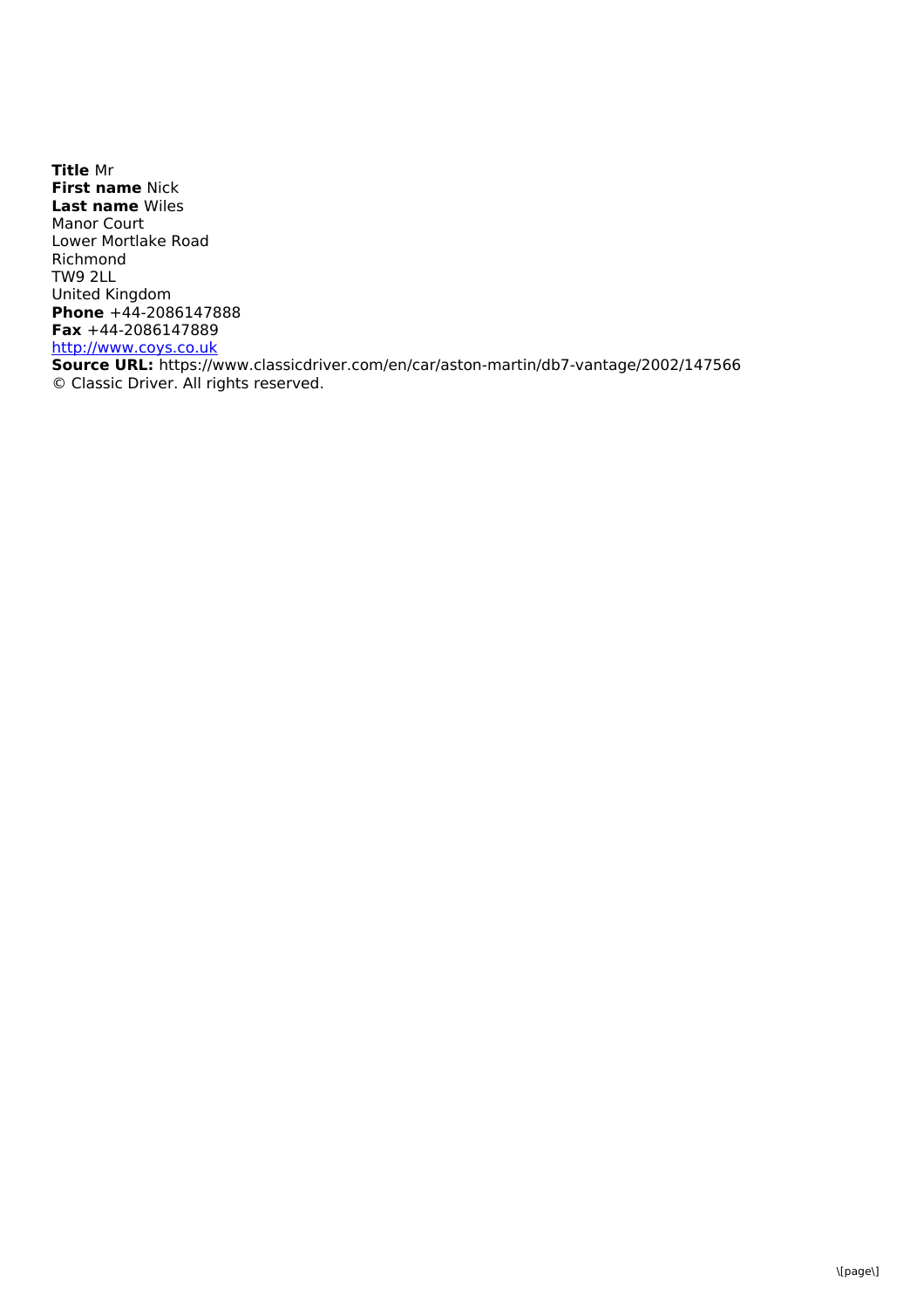**Title** Mr
**First name** Nick
**Last name** Wiles
Manor Court
Lower Mortlake Road
Richmond
TW9 2LL
United Kingdom
**Phone** +44-2086147888
**Fax** +44-2086147889
[http://www.coys.co.uk](http://www.coys.co.uk)
**Source URL:** https://www.classicdriver.com/en/car/aston-martin/db7-vantage/2002/147566
© Classic Driver. All rights reserved.